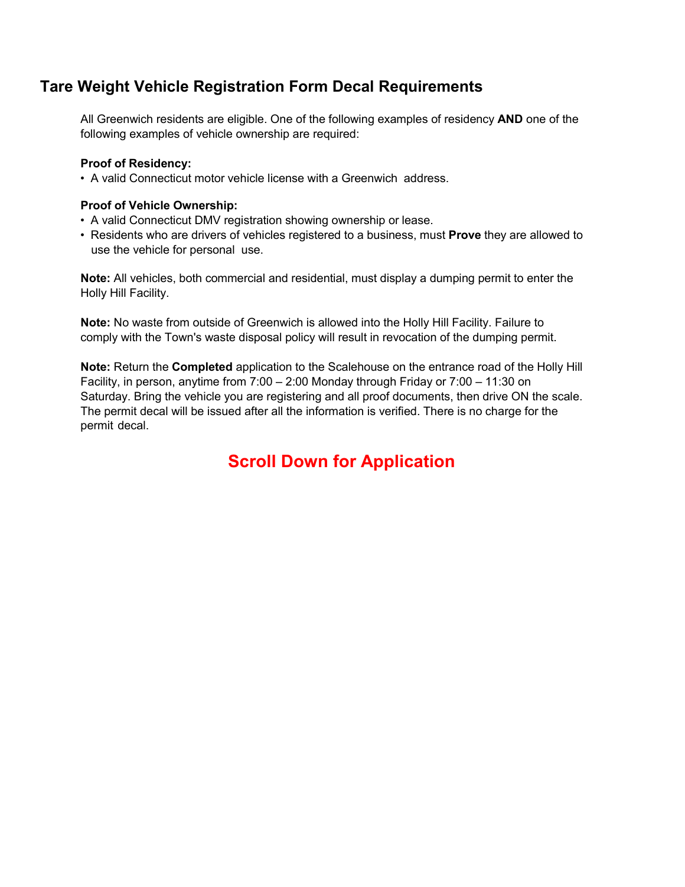## Tare Weight Vehicle Registration Form Decal Requirements

All Greenwich residents are eligible. One of the following examples of residency **AND** one of the following examples of vehicle ownership are required:

**Proof of Residency:**

- A valid Connecticut motor vehicle license with a Greenwich address.

**Proof of Vehicle Ownership:**

- A valid Connecticut DMV registration showing ownership or lease.
- Residents who are drivers of vehicles registered to a business, must **Prove** they are allowed to use the vehicle for personal use.

**Note:** All vehicles, both commercial and residential, must display a dumping permit to enter the Holly Hill Facility.

**Note:** No waste from outside of Greenwich is allowed into the Holly Hill Facility. Failure to comply with the Town's waste disposal policy will result in revocation of the dumping permit.

**Note:** Return the **Completed** application to the Scalehouse on the entrance road of the Holly Hill Facility, in person, anytime from 7:00 – 2:00 Monday through Friday or 7:00 – 11:30 on Saturday. Bring the vehicle you are registering and all proof documents, then drive ON the scale. The permit decal will be issued after all the information is verified. There is no charge for the permit decal.

**Scroll Down for Application**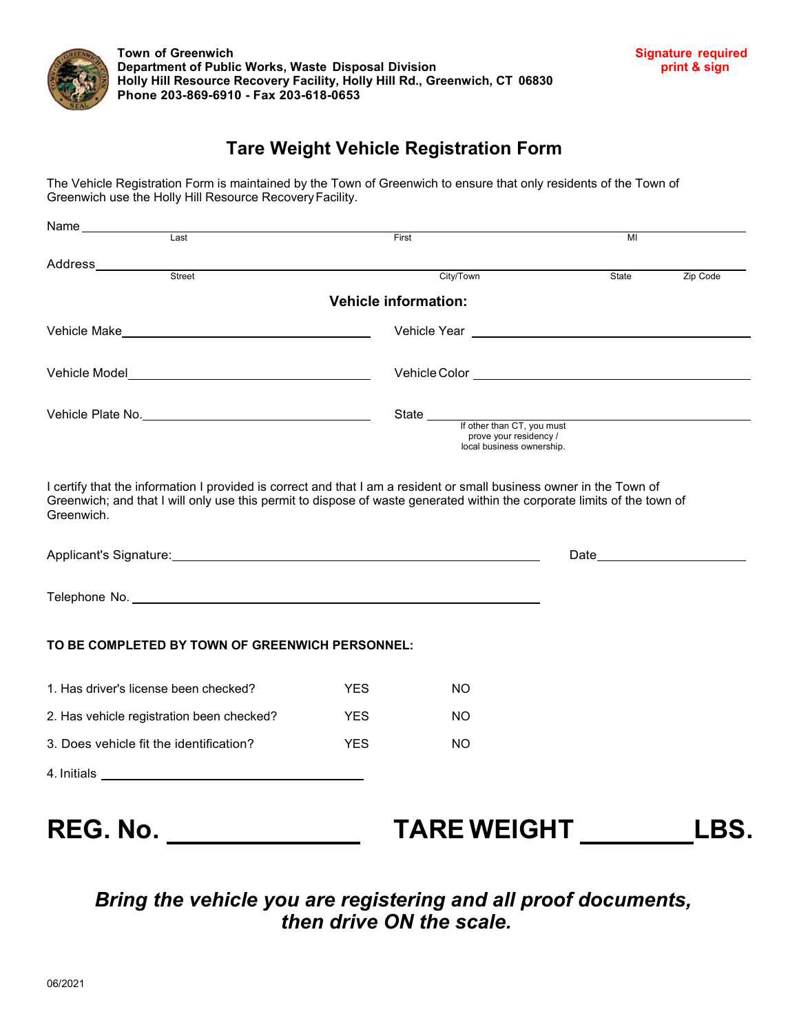**Town of Greenwich**
**Department of Public Works, Waste Disposal Division**
**Holly Hill Resource Recovery Facility, Holly Hill Rd., Greenwich, CT 06830**
**Phone 203-869-6910 - Fax 203-618-0653**

**Signature required print & sign**

# Tare Weight Vehicle Registration Form

The Vehicle Registration Form is maintained by the Town of Greenwich to ensure that only residents of the Town of Greenwich use the Holly Hill Resource Recovery Facility.

Name ______________________________________________
Last First MI

Address ______________________________________________
Street City/Town State Zip Code

## Vehicle information:

Vehicle Make ____________________ Vehicle Year ____________________

Vehicle Model ____________________ Vehicle Color ____________________

Vehicle Plate No. ____________________ State ____________________
If other than CT, you must prove your residency / local business ownership.

I certify that the information I provided is correct and that I am a resident or small business owner in the Town of Greenwich; and that I will only use this permit to dispose of waste generated within the corporate limits of the town of Greenwich.

Applicant's Signature: ______________________________ Date ____________

Telephone No. ______________________________

**TO BE COMPLETED BY TOWN OF GREENWICH PERSONNEL:**

| | | |
|---|---|---|
| 1. Has driver's license been checked? | YES | NO |
| 2. Has vehicle registration been checked? | YES | NO |
| 3. Does vehicle fit the identification? | YES | NO |

4. Initials ____________________

# REG. No. ____________ TARE WEIGHT ________ LBS.

***Bring the vehicle you are registering and all proof documents, then drive ON the scale.***

06/2021